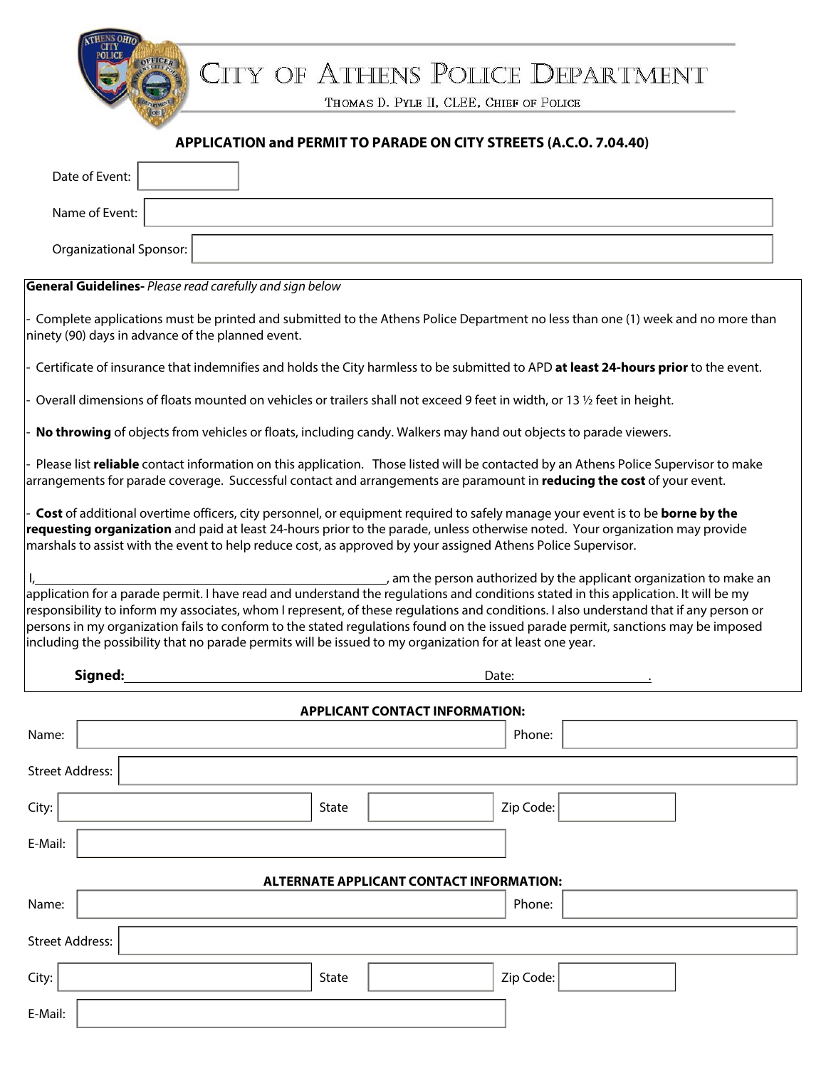# CITY OF ATHENS POLICE DEPARTMENT

THOMAS D. PYLE II, CLEE, CHIEF OF POLICE

## APPLICATION and PERMIT TO PARADE ON CITY STREETS (A.C.O. 7.04.40)

Date of Event: ____________

Name of Event: ____________

Organizational Sponsor: ____________

**General Guidelines-** *Please read carefully and sign below*

- Complete applications must be printed and submitted to the Athens Police Department no less than one (1) week and no more than ninety (90) days in advance of the planned event.

- Certificate of insurance that indemnifies and holds the City harmless to be submitted to APD **at least 24-hours prior** to the event.

- Overall dimensions of floats mounted on vehicles or trailers shall not exceed 9 feet in width, or 13 ½ feet in height.

- **No throwing** of objects from vehicles or floats, including candy. Walkers may hand out objects to parade viewers.

- Please list **reliable** contact information on this application. Those listed will be contacted by an Athens Police Supervisor to make arrangements for parade coverage. Successful contact and arrangements are paramount in **reducing the cost** of your event.

- **Cost** of additional overtime officers, city personnel, or equipment required to safely manage your event is to be **borne by the requesting organization** and paid at least 24-hours prior to the parade, unless otherwise noted. Your organization may provide marshals to assist with the event to help reduce cost, as approved by your assigned Athens Police Supervisor.

I,____________________________________________, am the person authorized by the applicant organization to make an application for a parade permit. I have read and understand the regulations and conditions stated in this application. It will be my responsibility to inform my associates, whom I represent, of these regulations and conditions. I also understand that if any person or persons in my organization fails to conform to the stated regulations found on the issued parade permit, sanctions may be imposed including the possibility that no parade permits will be issued to my organization for at least one year.

**Signed:**____________________________________________ Date:____________________.

### APPLICANT CONTACT INFORMATION:

Name: ____________ Phone: ____________

Street Address: ____________

City: ____________ State ____________ Zip Code: ____________

E-Mail: ____________

### ALTERNATE APPLICANT CONTACT INFORMATION:

Name: ____________ Phone: ____________

Street Address: ____________

City: ____________ State ____________ Zip Code: ____________

E-Mail: ____________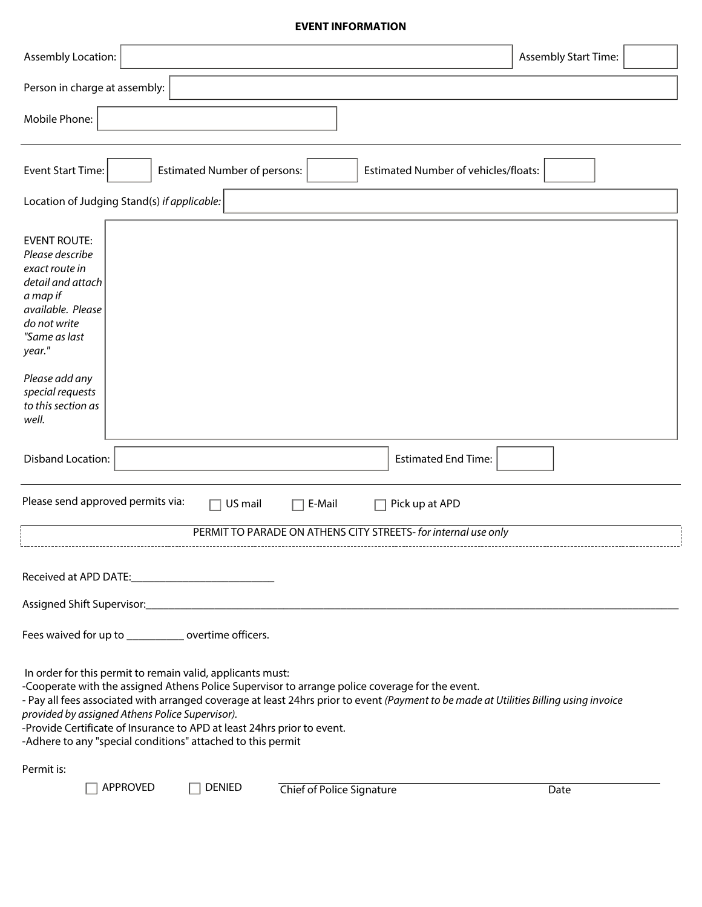## EVENT INFORMATION

Assembly Location: ______________________ Assembly Start Time: ________

Person in charge at assembly: ______________________

Mobile Phone: ______________________

---

Event Start Time: ________ Estimated Number of persons: ________ Estimated Number of vehicles/floats: ________

Location of Judging Stand(s) *if applicable:* ______________________

EVENT ROUTE:
*Please describe exact route in detail and attach a map if available. Please do not write "Same as last year."*

*Please add any special requests to this section as well.*

Disband Location: ______________________ Estimated End Time: ________

---

Please send approved permits via: ☐ US mail ☐ E-Mail ☐ Pick up at APD

PERMIT TO PARADE ON ATHENS CITY STREETS- *for internal use only*

Received at APD DATE:_________________________

Assigned Shift Supervisor:_________________________________________________________________________________________

Fees waived for up to __________ overtime officers.

In order for this permit to remain valid, applicants must:

- Cooperate with the assigned Athens Police Supervisor to arrange police coverage for the event.
- Pay all fees associated with arranged coverage at least 24hrs prior to event *(Payment to be made at Utilities Billing using invoice provided by assigned Athens Police Supervisor).*
- Provide Certificate of Insurance to APD at least 24hrs prior to event.
- Adhere to any "special conditions" attached to this permit

Permit is:

☐ APPROVED ☐ DENIED

______________________________________________
Chief of Police Signature Date